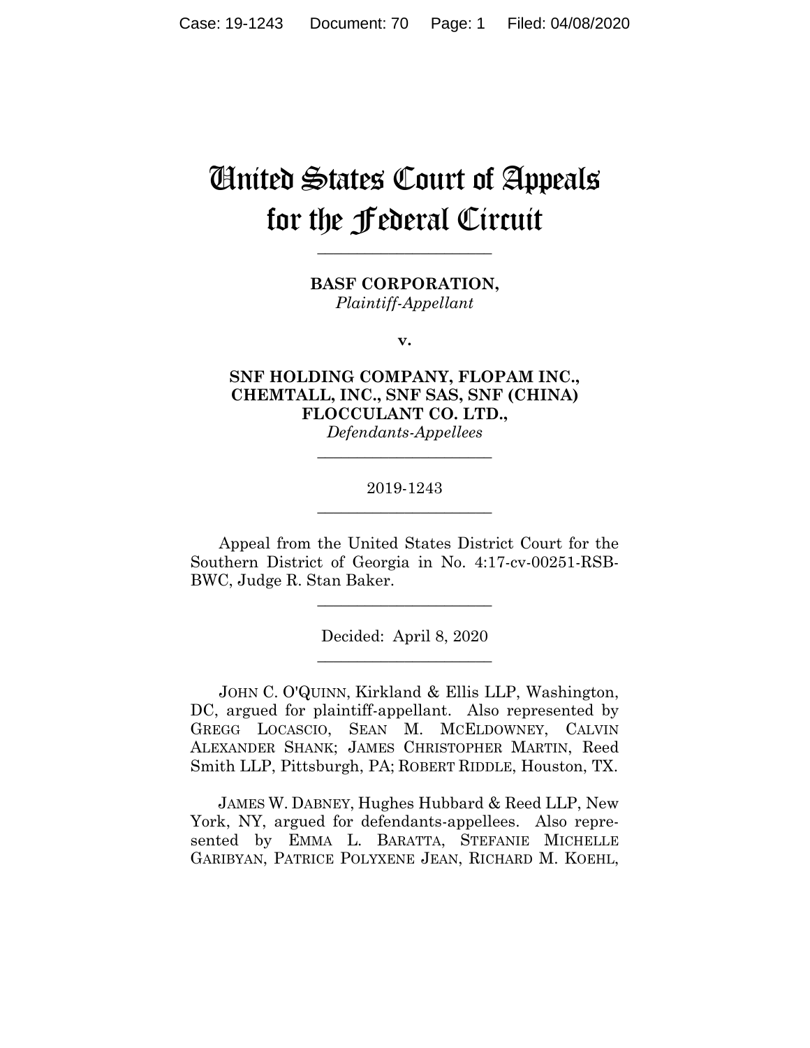# United States Court of Appeals for the Federal Circuit

---

**BASF CORPORATION,**
*Plaintiff-Appellant*

**v.**

**SNF HOLDING COMPANY, FLOPAM INC., CHEMTALL, INC., SNF SAS, SNF (CHINA) FLOCCULANT CO. LTD.,**
*Defendants-Appellees*

---

2019-1243

---

Appeal from the United States District Court for the Southern District of Georgia in No. 4:17-cv-00251-RSB-BWC, Judge R. Stan Baker.

---

Decided: April 8, 2020

---

JOHN C. O'QUINN, Kirkland & Ellis LLP, Washington, DC, argued for plaintiff-appellant. Also represented by GREGG LOCASCIO, SEAN M. MCELDOWNEY, CALVIN ALEXANDER SHANK; JAMES CHRISTOPHER MARTIN, Reed Smith LLP, Pittsburgh, PA; ROBERT RIDDLE, Houston, TX.

JAMES W. DABNEY, Hughes Hubbard & Reed LLP, New York, NY, argued for defendants-appellees. Also represented by EMMA L. BARATTA, STEFANIE MICHELLE GARIBYAN, PATRICE POLYXENE JEAN, RICHARD M. KOEHL,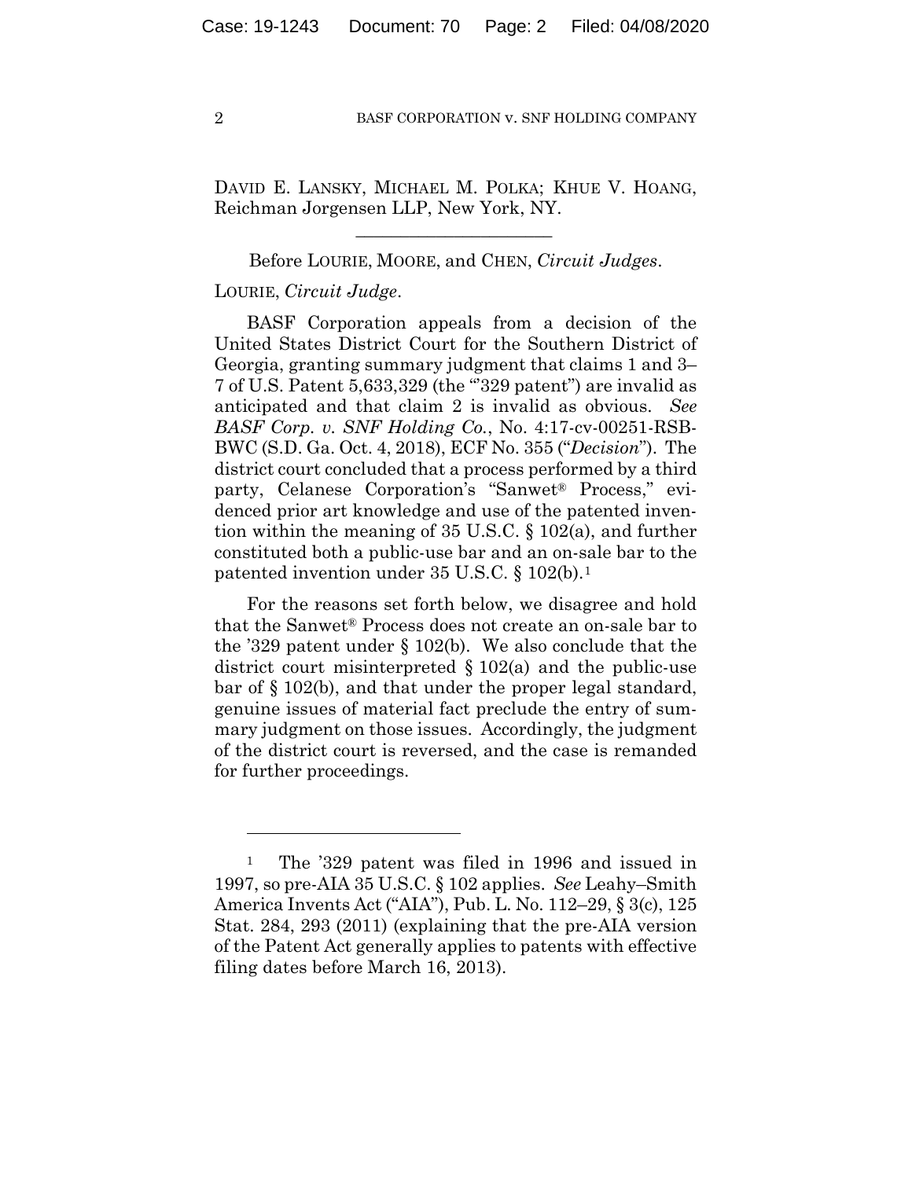DAVID E. LANSKY, MICHAEL M. POLKA; KHUE V. HOANG, Reichman Jorgensen LLP, New York, NY.

---

Before LOURIE, MOORE, and CHEN, *Circuit Judges*.

LOURIE, *Circuit Judge*.

BASF Corporation appeals from a decision of the United States District Court for the Southern District of Georgia, granting summary judgment that claims 1 and 3–7 of U.S. Patent 5,633,329 (the "'329 patent") are invalid as anticipated and that claim 2 is invalid as obvious. *See BASF Corp. v. SNF Holding Co.*, No. 4:17-cv-00251-RSB-BWC (S.D. Ga. Oct. 4, 2018), ECF No. 355 ("*Decision*"). The district court concluded that a process performed by a third party, Celanese Corporation's "Sanwet® Process," evidenced prior art knowledge and use of the patented invention within the meaning of 35 U.S.C. § 102(a), and further constituted both a public-use bar and an on-sale bar to the patented invention under 35 U.S.C. § 102(b).[1]

For the reasons set forth below, we disagree and hold that the Sanwet® Process does not create an on-sale bar to the '329 patent under § 102(b). We also conclude that the district court misinterpreted § 102(a) and the public-use bar of § 102(b), and that under the proper legal standard, genuine issues of material fact preclude the entry of summary judgment on those issues. Accordingly, the judgment of the district court is reversed, and the case is remanded for further proceedings.

---

[1] The '329 patent was filed in 1996 and issued in 1997, so pre-AIA 35 U.S.C. § 102 applies. *See* Leahy–Smith America Invents Act ("AIA"), Pub. L. No. 112–29, § 3(c), 125 Stat. 284, 293 (2011) (explaining that the pre-AIA version of the Patent Act generally applies to patents with effective filing dates before March 16, 2013).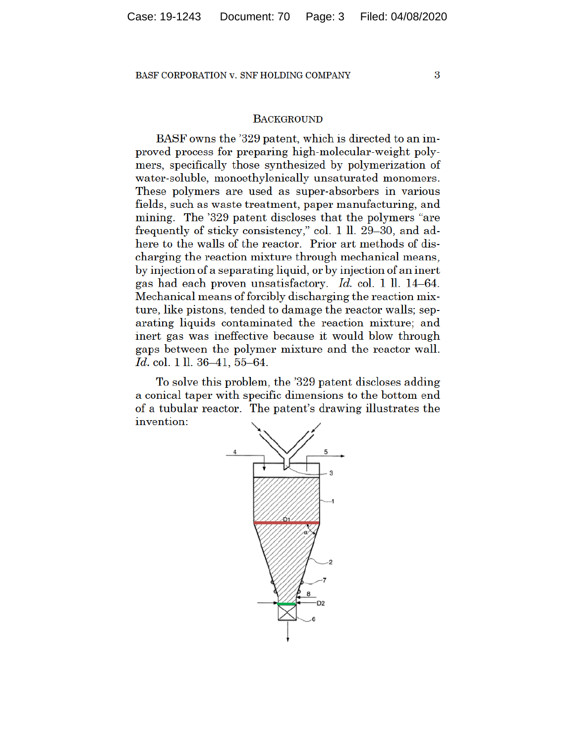## Background

BASF owns the '329 patent, which is directed to an improved process for preparing high-molecular-weight polymers, specifically those synthesized by polymerization of water-soluble, monoethylenically unsaturated monomers. These polymers are used as super-absorbers in various fields, such as waste treatment, paper manufacturing, and mining. The '329 patent discloses that the polymers "are frequently of sticky consistency," col. 1 ll. 29–30, and adhere to the walls of the reactor. Prior art methods of discharging the reaction mixture through mechanical means, by injection of a separating liquid, or by injection of an inert gas had each proven unsatisfactory. *Id.* col. 1 ll. 14–64. Mechanical means of forcibly discharging the reaction mixture, like pistons, tended to damage the reactor walls; separating liquids contaminated the reaction mixture; and inert gas was ineffective because it would blow through gaps between the polymer mixture and the reactor wall. *Id.* col. 1 ll. 36–41, 55–64.

To solve this problem, the '329 patent discloses adding a conical taper with specific dimensions to the bottom end of a tubular reactor. The patent's drawing illustrates the invention: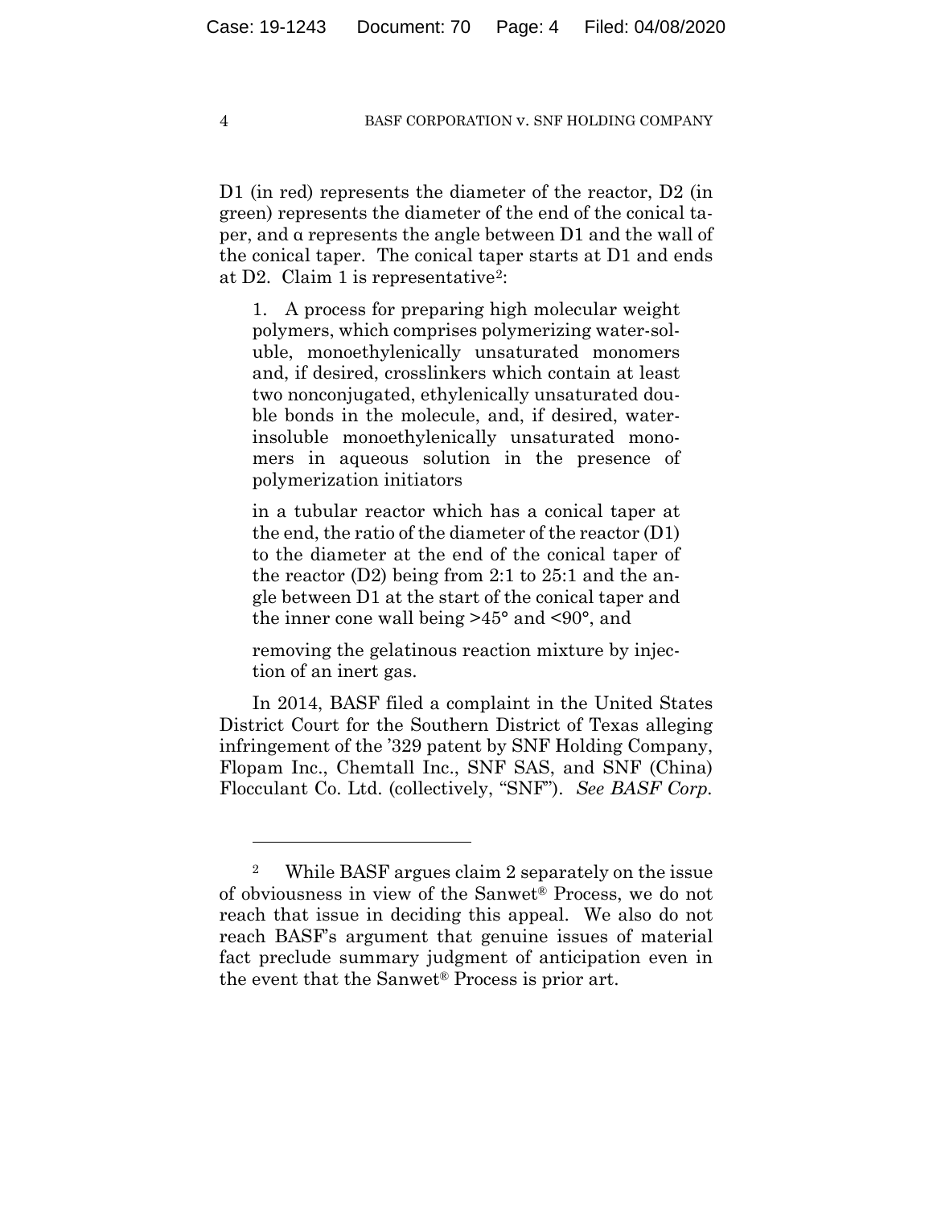D1 (in red) represents the diameter of the reactor, D2 (in green) represents the diameter of the end of the conical taper, and α represents the angle between D1 and the wall of the conical taper. The conical taper starts at D1 and ends at D2. Claim 1 is representative[2]:

> 1. A process for preparing high molecular weight polymers, which comprises polymerizing water-soluble, monoethylenically unsaturated monomers and, if desired, crosslinkers which contain at least two nonconjugated, ethylenically unsaturated double bonds in the molecule, and, if desired, water-insoluble monoethylenically unsaturated monomers in aqueous solution in the presence of polymerization initiators
>
> in a tubular reactor which has a conical taper at the end, the ratio of the diameter of the reactor (D1) to the diameter at the end of the conical taper of the reactor (D2) being from 2:1 to 25:1 and the angle between D1 at the start of the conical taper and the inner cone wall being >45° and <90°, and
>
> removing the gelatinous reaction mixture by injection of an inert gas.

In 2014, BASF filed a complaint in the United States District Court for the Southern District of Texas alleging infringement of the '329 patent by SNF Holding Company, Flopam Inc., Chemtall Inc., SNF SAS, and SNF (China) Flocculant Co. Ltd. (collectively, "SNF"). *See BASF Corp.*

---

[2] While BASF argues claim 2 separately on the issue of obviousness in view of the Sanwet® Process, we do not reach that issue in deciding this appeal. We also do not reach BASF's argument that genuine issues of material fact preclude summary judgment of anticipation even in the event that the Sanwet® Process is prior art.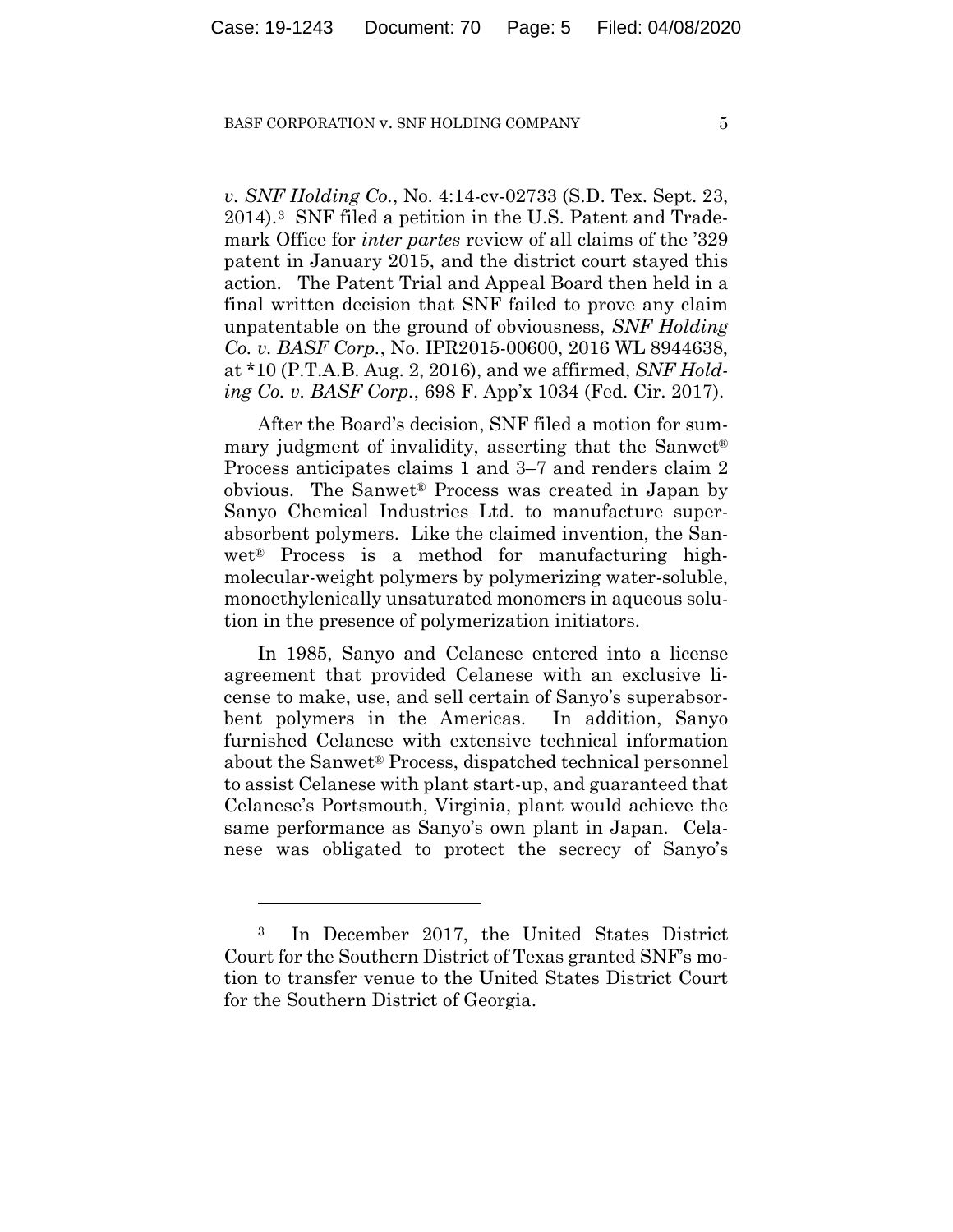*v. SNF Holding Co.*, No. 4:14-cv-02733 (S.D. Tex. Sept. 23, 2014).[3] SNF filed a petition in the U.S. Patent and Trademark Office for *inter partes* review of all claims of the '329 patent in January 2015, and the district court stayed this action. The Patent Trial and Appeal Board then held in a final written decision that SNF failed to prove any claim unpatentable on the ground of obviousness, *SNF Holding Co. v. BASF Corp.*, No. IPR2015-00600, 2016 WL 8944638, at *10 (P.T.A.B. Aug. 2, 2016), and we affirmed, *SNF Holding Co. v. BASF Corp.*, 698 F. App'x 1034 (Fed. Cir. 2017).

After the Board's decision, SNF filed a motion for summary judgment of invalidity, asserting that the Sanwet® Process anticipates claims 1 and 3–7 and renders claim 2 obvious. The Sanwet® Process was created in Japan by Sanyo Chemical Industries Ltd. to manufacture superabsorbent polymers. Like the claimed invention, the Sanwet® Process is a method for manufacturing high-molecular-weight polymers by polymerizing water-soluble, monoethylenically unsaturated monomers in aqueous solution in the presence of polymerization initiators.

In 1985, Sanyo and Celanese entered into a license agreement that provided Celanese with an exclusive license to make, use, and sell certain of Sanyo's superabsorbent polymers in the Americas. In addition, Sanyo furnished Celanese with extensive technical information about the Sanwet® Process, dispatched technical personnel to assist Celanese with plant start-up, and guaranteed that Celanese's Portsmouth, Virginia, plant would achieve the same performance as Sanyo's own plant in Japan. Celanese was obligated to protect the secrecy of Sanyo's

---

[3] In December 2017, the United States District Court for the Southern District of Texas granted SNF's motion to transfer venue to the United States District Court for the Southern District of Georgia.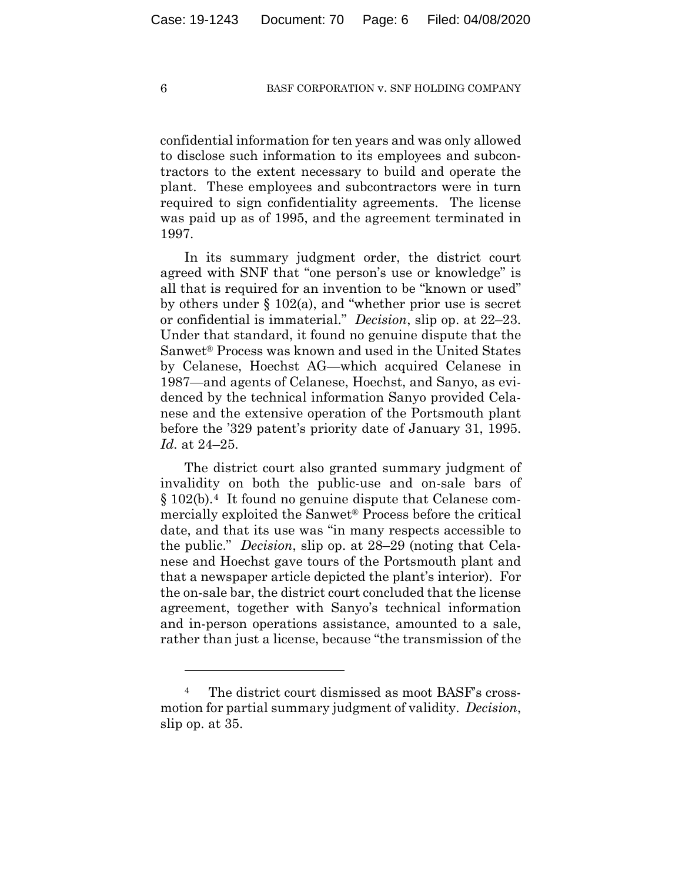confidential information for ten years and was only allowed to disclose such information to its employees and subcontractors to the extent necessary to build and operate the plant. These employees and subcontractors were in turn required to sign confidentiality agreements. The license was paid up as of 1995, and the agreement terminated in 1997.

In its summary judgment order, the district court agreed with SNF that "one person's use or knowledge" is all that is required for an invention to be "known or used" by others under § 102(a), and "whether prior use is secret or confidential is immaterial." *Decision*, slip op. at 22–23. Under that standard, it found no genuine dispute that the Sanwet® Process was known and used in the United States by Celanese, Hoechst AG—which acquired Celanese in 1987—and agents of Celanese, Hoechst, and Sanyo, as evidenced by the technical information Sanyo provided Celanese and the extensive operation of the Portsmouth plant before the '329 patent's priority date of January 31, 1995. *Id.* at 24–25.

The district court also granted summary judgment of invalidity on both the public-use and on-sale bars of § 102(b).[4] It found no genuine dispute that Celanese commercially exploited the Sanwet® Process before the critical date, and that its use was "in many respects accessible to the public." *Decision*, slip op. at 28–29 (noting that Celanese and Hoechst gave tours of the Portsmouth plant and that a newspaper article depicted the plant's interior). For the on-sale bar, the district court concluded that the license agreement, together with Sanyo's technical information and in-person operations assistance, amounted to a sale, rather than just a license, because "the transmission of the

[4] The district court dismissed as moot BASF's cross-motion for partial summary judgment of validity. *Decision*, slip op. at 35.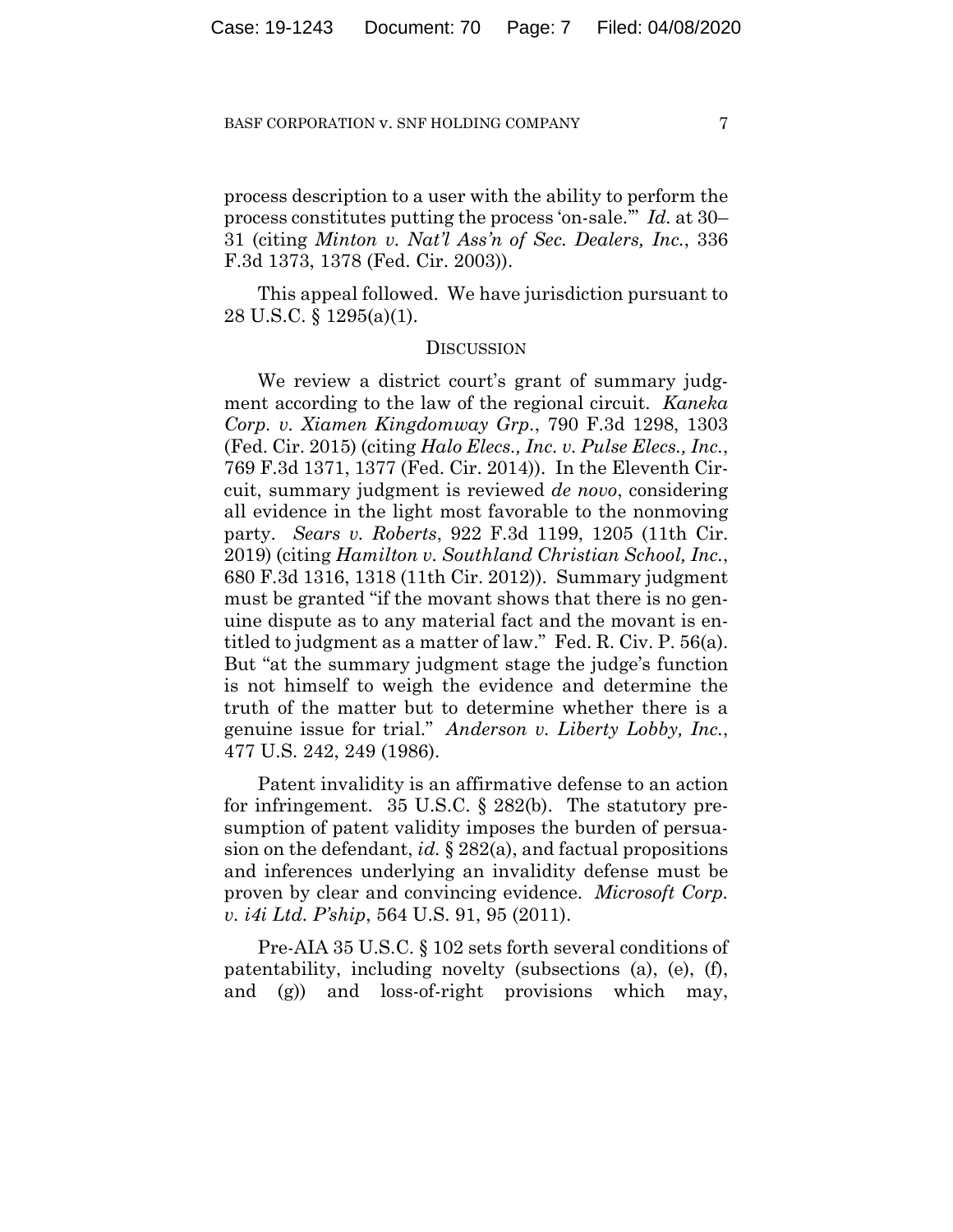process description to a user with the ability to perform the process constitutes putting the process 'on-sale.'" *Id.* at 30–31 (citing *Minton v. Nat'l Ass'n of Sec. Dealers, Inc.*, 336 F.3d 1373, 1378 (Fed. Cir. 2003)).

This appeal followed. We have jurisdiction pursuant to 28 U.S.C. § 1295(a)(1).

## DISCUSSION

We review a district court's grant of summary judgment according to the law of the regional circuit. *Kaneka Corp. v. Xiamen Kingdomway Grp.*, 790 F.3d 1298, 1303 (Fed. Cir. 2015) (citing *Halo Elecs., Inc. v. Pulse Elecs., Inc.*, 769 F.3d 1371, 1377 (Fed. Cir. 2014)). In the Eleventh Circuit, summary judgment is reviewed *de novo*, considering all evidence in the light most favorable to the nonmoving party. *Sears v. Roberts*, 922 F.3d 1199, 1205 (11th Cir. 2019) (citing *Hamilton v. Southland Christian School, Inc.*, 680 F.3d 1316, 1318 (11th Cir. 2012)). Summary judgment must be granted "if the movant shows that there is no genuine dispute as to any material fact and the movant is entitled to judgment as a matter of law." Fed. R. Civ. P. 56(a). But "at the summary judgment stage the judge's function is not himself to weigh the evidence and determine the truth of the matter but to determine whether there is a genuine issue for trial." *Anderson v. Liberty Lobby, Inc.*, 477 U.S. 242, 249 (1986).

Patent invalidity is an affirmative defense to an action for infringement. 35 U.S.C. § 282(b). The statutory presumption of patent validity imposes the burden of persuasion on the defendant, *id.* § 282(a), and factual propositions and inferences underlying an invalidity defense must be proven by clear and convincing evidence. *Microsoft Corp. v. i4i Ltd. P'ship*, 564 U.S. 91, 95 (2011).

Pre-AIA 35 U.S.C. § 102 sets forth several conditions of patentability, including novelty (subsections (a), (e), (f), and (g)) and loss-of-right provisions which may,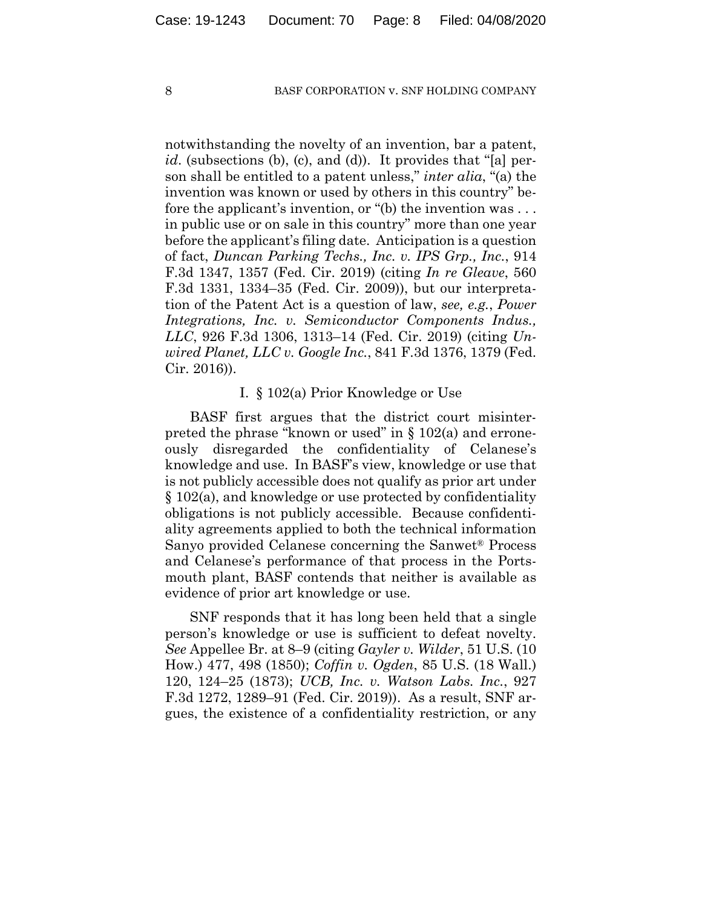notwithstanding the novelty of an invention, bar a patent, *id*. (subsections (b), (c), and (d)). It provides that "[a] person shall be entitled to a patent unless," *inter alia*, "(a) the invention was known or used by others in this country" before the applicant's invention, or "(b) the invention was . . . in public use or on sale in this country" more than one year before the applicant's filing date. Anticipation is a question of fact, *Duncan Parking Techs., Inc. v. IPS Grp., Inc.*, 914 F.3d 1347, 1357 (Fed. Cir. 2019) (citing *In re Gleave*, 560 F.3d 1331, 1334–35 (Fed. Cir. 2009)), but our interpretation of the Patent Act is a question of law, *see, e.g.*, *Power Integrations, Inc. v. Semiconductor Components Indus., LLC*, 926 F.3d 1306, 1313–14 (Fed. Cir. 2019) (citing *Unwired Planet, LLC v. Google Inc.*, 841 F.3d 1376, 1379 (Fed. Cir. 2016)).

## I. § 102(a) Prior Knowledge or Use

BASF first argues that the district court misinterpreted the phrase "known or used" in § 102(a) and erroneously disregarded the confidentiality of Celanese's knowledge and use. In BASF's view, knowledge or use that is not publicly accessible does not qualify as prior art under § 102(a), and knowledge or use protected by confidentiality obligations is not publicly accessible. Because confidentiality agreements applied to both the technical information Sanyo provided Celanese concerning the Sanwet® Process and Celanese's performance of that process in the Portsmouth plant, BASF contends that neither is available as evidence of prior art knowledge or use.

SNF responds that it has long been held that a single person's knowledge or use is sufficient to defeat novelty. *See* Appellee Br. at 8–9 (citing *Gayler v. Wilder*, 51 U.S. (10 How.) 477, 498 (1850); *Coffin v. Ogden*, 85 U.S. (18 Wall.) 120, 124–25 (1873); *UCB, Inc. v. Watson Labs. Inc.*, 927 F.3d 1272, 1289–91 (Fed. Cir. 2019)). As a result, SNF argues, the existence of a confidentiality restriction, or any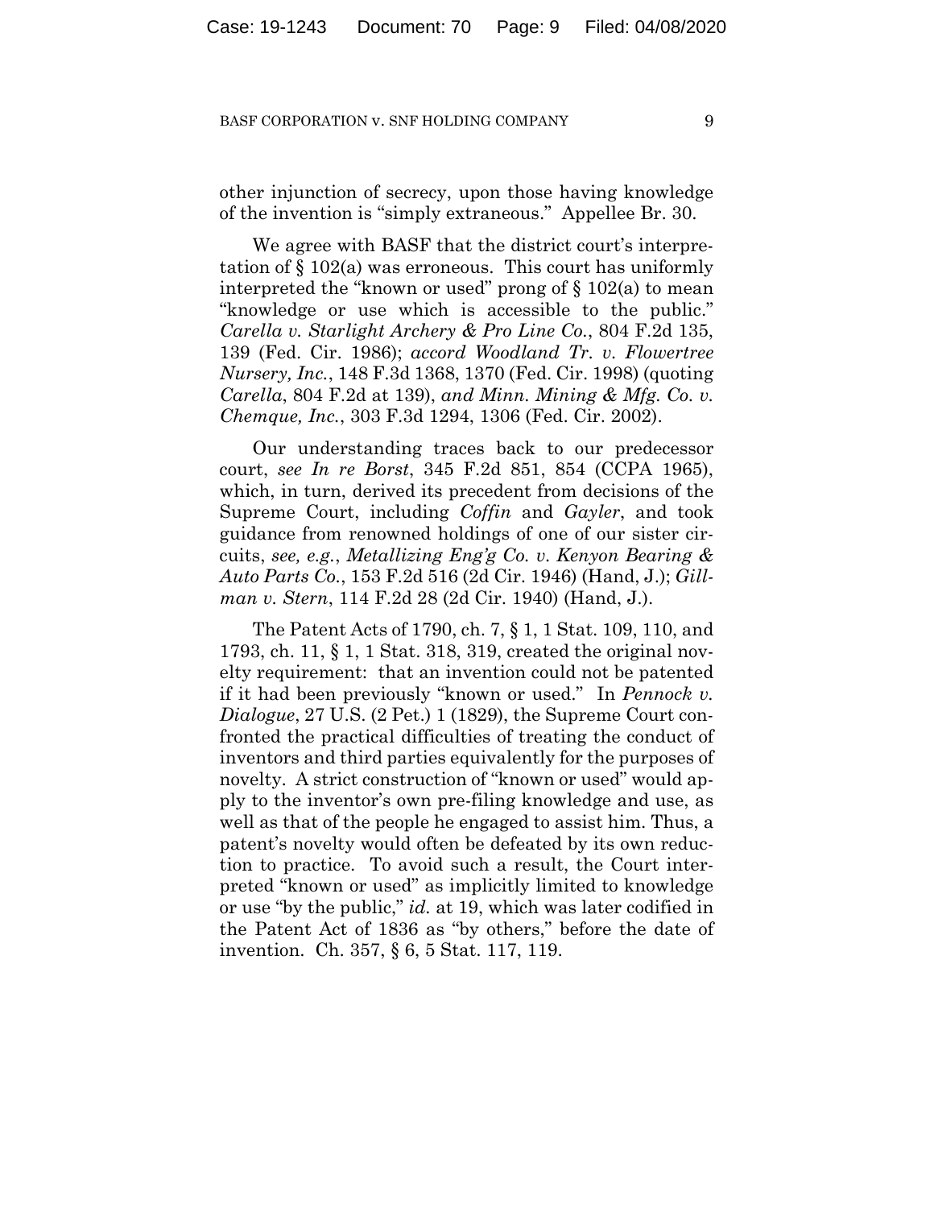other injunction of secrecy, upon those having knowledge of the invention is "simply extraneous." Appellee Br. 30.

We agree with BASF that the district court's interpretation of § 102(a) was erroneous. This court has uniformly interpreted the "known or used" prong of § 102(a) to mean "knowledge or use which is accessible to the public." *Carella v. Starlight Archery & Pro Line Co.*, 804 F.2d 135, 139 (Fed. Cir. 1986); *accord Woodland Tr. v. Flowertree Nursery, Inc.*, 148 F.3d 1368, 1370 (Fed. Cir. 1998) (quoting *Carella*, 804 F.2d at 139), *and Minn. Mining & Mfg. Co. v. Chemque, Inc.*, 303 F.3d 1294, 1306 (Fed. Cir. 2002).

Our understanding traces back to our predecessor court, *see In re Borst*, 345 F.2d 851, 854 (CCPA 1965), which, in turn, derived its precedent from decisions of the Supreme Court, including *Coffin* and *Gayler*, and took guidance from renowned holdings of one of our sister circuits, *see, e.g.*, *Metallizing Eng'g Co. v. Kenyon Bearing & Auto Parts Co.*, 153 F.2d 516 (2d Cir. 1946) (Hand, J.); *Gillman v. Stern*, 114 F.2d 28 (2d Cir. 1940) (Hand, J.).

The Patent Acts of 1790, ch. 7, § 1, 1 Stat. 109, 110, and 1793, ch. 11, § 1, 1 Stat. 318, 319, created the original novelty requirement: that an invention could not be patented if it had been previously "known or used." In *Pennock v. Dialogue*, 27 U.S. (2 Pet.) 1 (1829), the Supreme Court confronted the practical difficulties of treating the conduct of inventors and third parties equivalently for the purposes of novelty. A strict construction of "known or used" would apply to the inventor's own pre-filing knowledge and use, as well as that of the people he engaged to assist him. Thus, a patent's novelty would often be defeated by its own reduction to practice. To avoid such a result, the Court interpreted "known or used" as implicitly limited to knowledge or use "by the public," *id.* at 19, which was later codified in the Patent Act of 1836 as "by others," before the date of invention. Ch. 357, § 6, 5 Stat. 117, 119.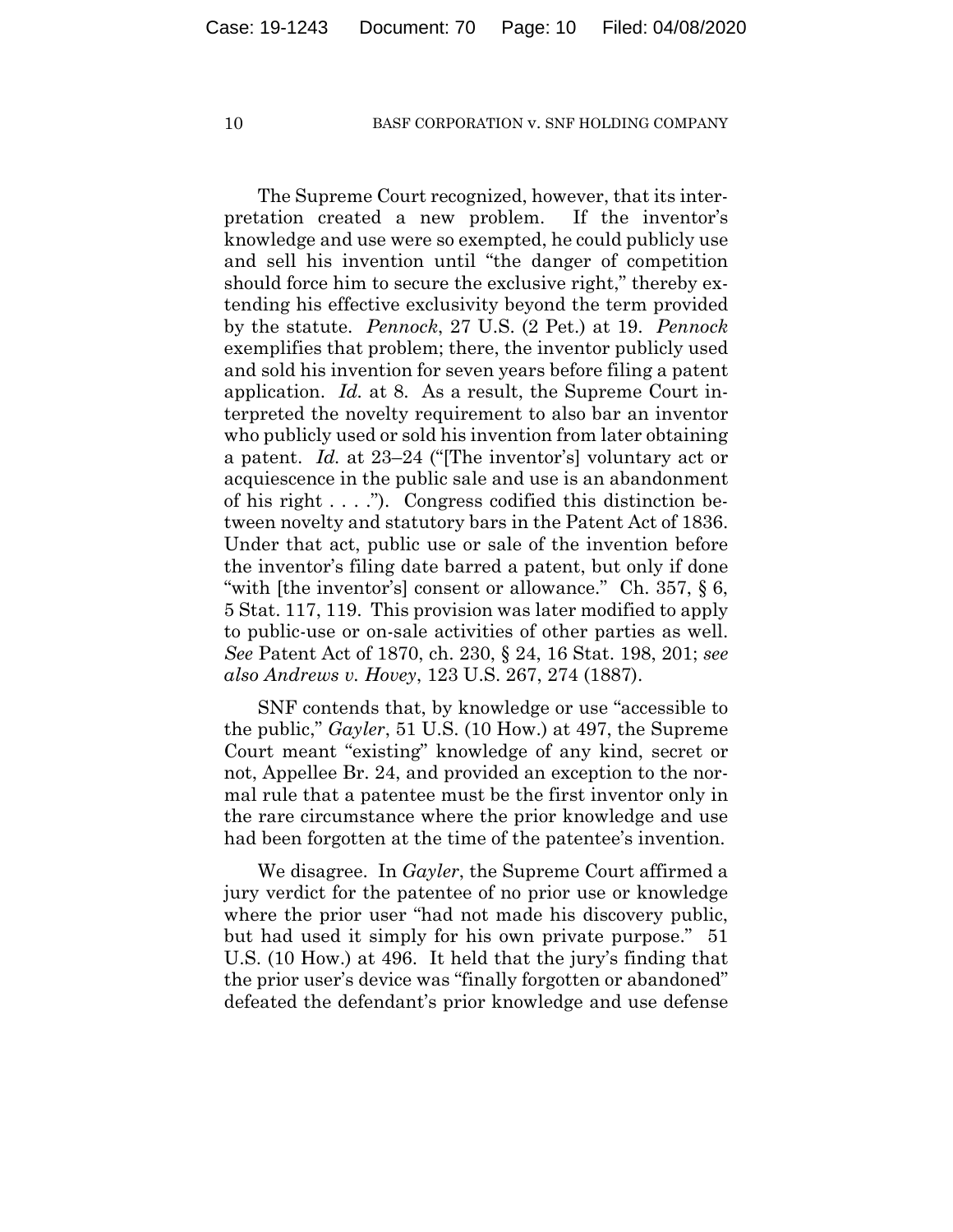The Supreme Court recognized, however, that its interpretation created a new problem. If the inventor's knowledge and use were so exempted, he could publicly use and sell his invention until "the danger of competition should force him to secure the exclusive right," thereby extending his effective exclusivity beyond the term provided by the statute. *Pennock*, 27 U.S. (2 Pet.) at 19. *Pennock* exemplifies that problem; there, the inventor publicly used and sold his invention for seven years before filing a patent application. *Id.* at 8. As a result, the Supreme Court interpreted the novelty requirement to also bar an inventor who publicly used or sold his invention from later obtaining a patent. *Id.* at 23–24 ("[The inventor's] voluntary act or acquiescence in the public sale and use is an abandonment of his right . . . ."). Congress codified this distinction between novelty and statutory bars in the Patent Act of 1836. Under that act, public use or sale of the invention before the inventor's filing date barred a patent, but only if done "with [the inventor's] consent or allowance." Ch. 357, § 6, 5 Stat. 117, 119. This provision was later modified to apply to public-use or on-sale activities of other parties as well. *See* Patent Act of 1870, ch. 230, § 24, 16 Stat. 198, 201; *see also Andrews v. Hovey*, 123 U.S. 267, 274 (1887).

SNF contends that, by knowledge or use "accessible to the public," *Gayler*, 51 U.S. (10 How.) at 497, the Supreme Court meant "existing" knowledge of any kind, secret or not, Appellee Br. 24, and provided an exception to the normal rule that a patentee must be the first inventor only in the rare circumstance where the prior knowledge and use had been forgotten at the time of the patentee's invention.

We disagree. In *Gayler*, the Supreme Court affirmed a jury verdict for the patentee of no prior use or knowledge where the prior user "had not made his discovery public, but had used it simply for his own private purpose." 51 U.S. (10 How.) at 496. It held that the jury's finding that the prior user's device was "finally forgotten or abandoned" defeated the defendant's prior knowledge and use defense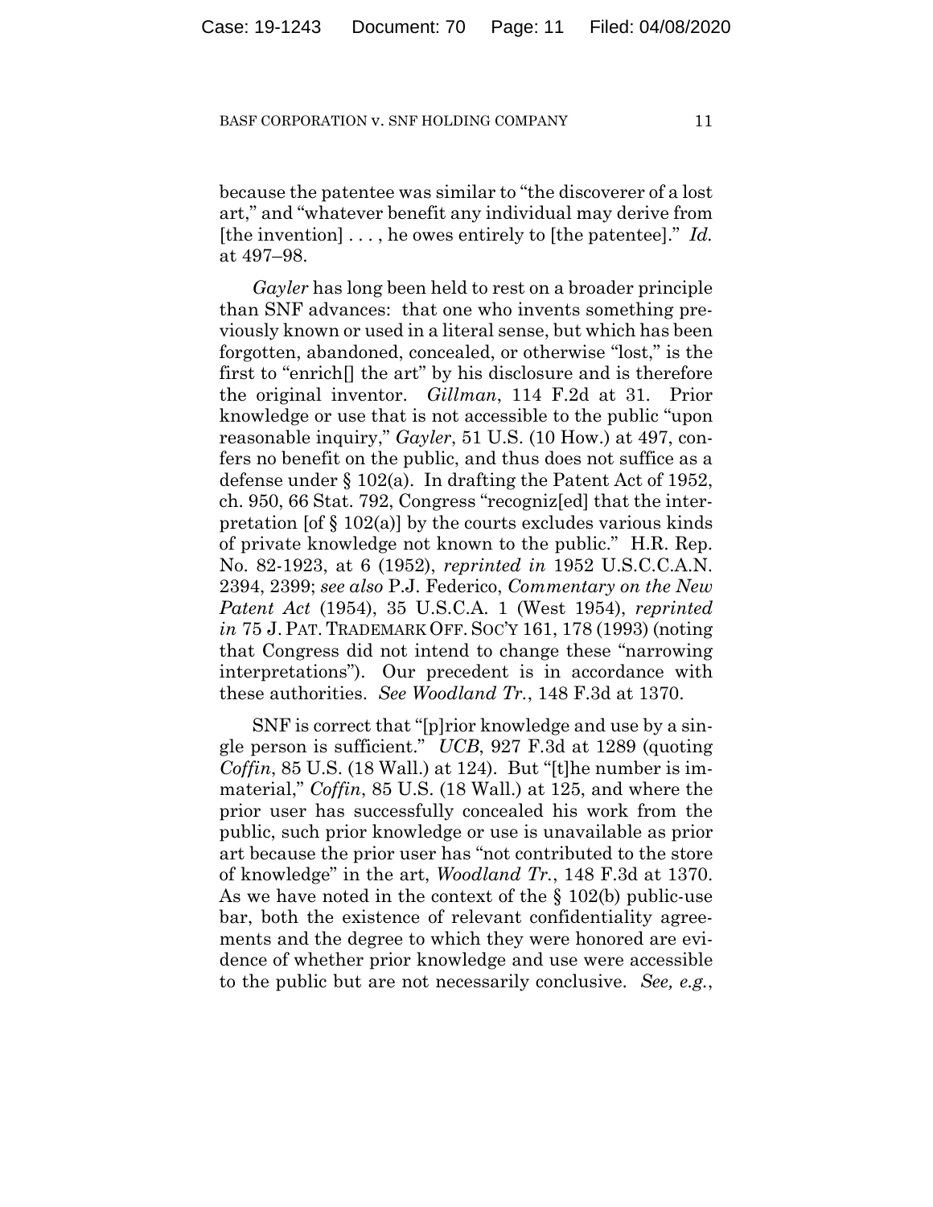because the patentee was similar to "the discoverer of a lost art," and "whatever benefit any individual may derive from [the invention] . . . , he owes entirely to [the patentee]." *Id.* at 497–98.

*Gayler* has long been held to rest on a broader principle than SNF advances: that one who invents something previously known or used in a literal sense, but which has been forgotten, abandoned, concealed, or otherwise "lost," is the first to "enrich[] the art" by his disclosure and is therefore the original inventor. *Gillman*, 114 F.2d at 31. Prior knowledge or use that is not accessible to the public "upon reasonable inquiry," *Gayler*, 51 U.S. (10 How.) at 497, confers no benefit on the public, and thus does not suffice as a defense under § 102(a). In drafting the Patent Act of 1952, ch. 950, 66 Stat. 792, Congress "recogniz[ed] that the interpretation [of § 102(a)] by the courts excludes various kinds of private knowledge not known to the public." H.R. Rep. No. 82-1923, at 6 (1952), *reprinted in* 1952 U.S.C.C.A.N. 2394, 2399; *see also* P.J. Federico, *Commentary on the New Patent Act* (1954), 35 U.S.C.A. 1 (West 1954), *reprinted in* 75 J. PAT. TRADEMARK OFF. SOC'Y 161, 178 (1993) (noting that Congress did not intend to change these "narrowing interpretations"). Our precedent is in accordance with these authorities. *See Woodland Tr.*, 148 F.3d at 1370.

SNF is correct that "[p]rior knowledge and use by a single person is sufficient." *UCB*, 927 F.3d at 1289 (quoting *Coffin*, 85 U.S. (18 Wall.) at 124). But "[t]he number is immaterial," *Coffin*, 85 U.S. (18 Wall.) at 125, and where the prior user has successfully concealed his work from the public, such prior knowledge or use is unavailable as prior art because the prior user has "not contributed to the store of knowledge" in the art, *Woodland Tr.*, 148 F.3d at 1370. As we have noted in the context of the § 102(b) public-use bar, both the existence of relevant confidentiality agreements and the degree to which they were honored are evidence of whether prior knowledge and use were accessible to the public but are not necessarily conclusive. *See, e.g.*,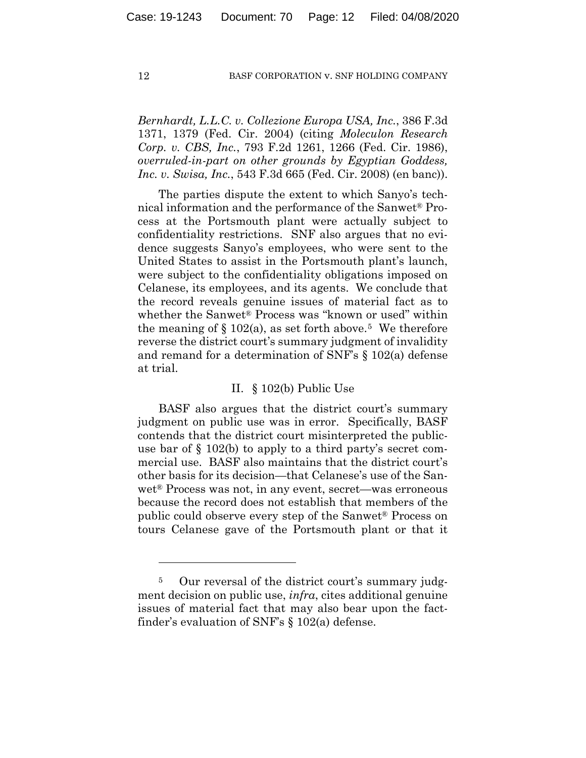*Bernhardt, L.L.C. v. Collezione Europa USA, Inc.*, 386 F.3d 1371, 1379 (Fed. Cir. 2004) (citing *Moleculon Research Corp. v. CBS, Inc.*, 793 F.2d 1261, 1266 (Fed. Cir. 1986), *overruled-in-part on other grounds by Egyptian Goddess, Inc. v. Swisa, Inc.*, 543 F.3d 665 (Fed. Cir. 2008) (en banc)).

The parties dispute the extent to which Sanyo's technical information and the performance of the Sanwet® Process at the Portsmouth plant were actually subject to confidentiality restrictions. SNF also argues that no evidence suggests Sanyo's employees, who were sent to the United States to assist in the Portsmouth plant's launch, were subject to the confidentiality obligations imposed on Celanese, its employees, and its agents. We conclude that the record reveals genuine issues of material fact as to whether the Sanwet® Process was "known or used" within the meaning of § 102(a), as set forth above.[5] We therefore reverse the district court's summary judgment of invalidity and remand for a determination of SNF's § 102(a) defense at trial.

## II. § 102(b) Public Use

BASF also argues that the district court's summary judgment on public use was in error. Specifically, BASF contends that the district court misinterpreted the public-use bar of § 102(b) to apply to a third party's secret commercial use. BASF also maintains that the district court's other basis for its decision—that Celanese's use of the Sanwet® Process was not, in any event, secret—was erroneous because the record does not establish that members of the public could observe every step of the Sanwet® Process on tours Celanese gave of the Portsmouth plant or that it

---

[5] Our reversal of the district court's summary judgment decision on public use, *infra*, cites additional genuine issues of material fact that may also bear upon the fact-finder's evaluation of SNF's § 102(a) defense.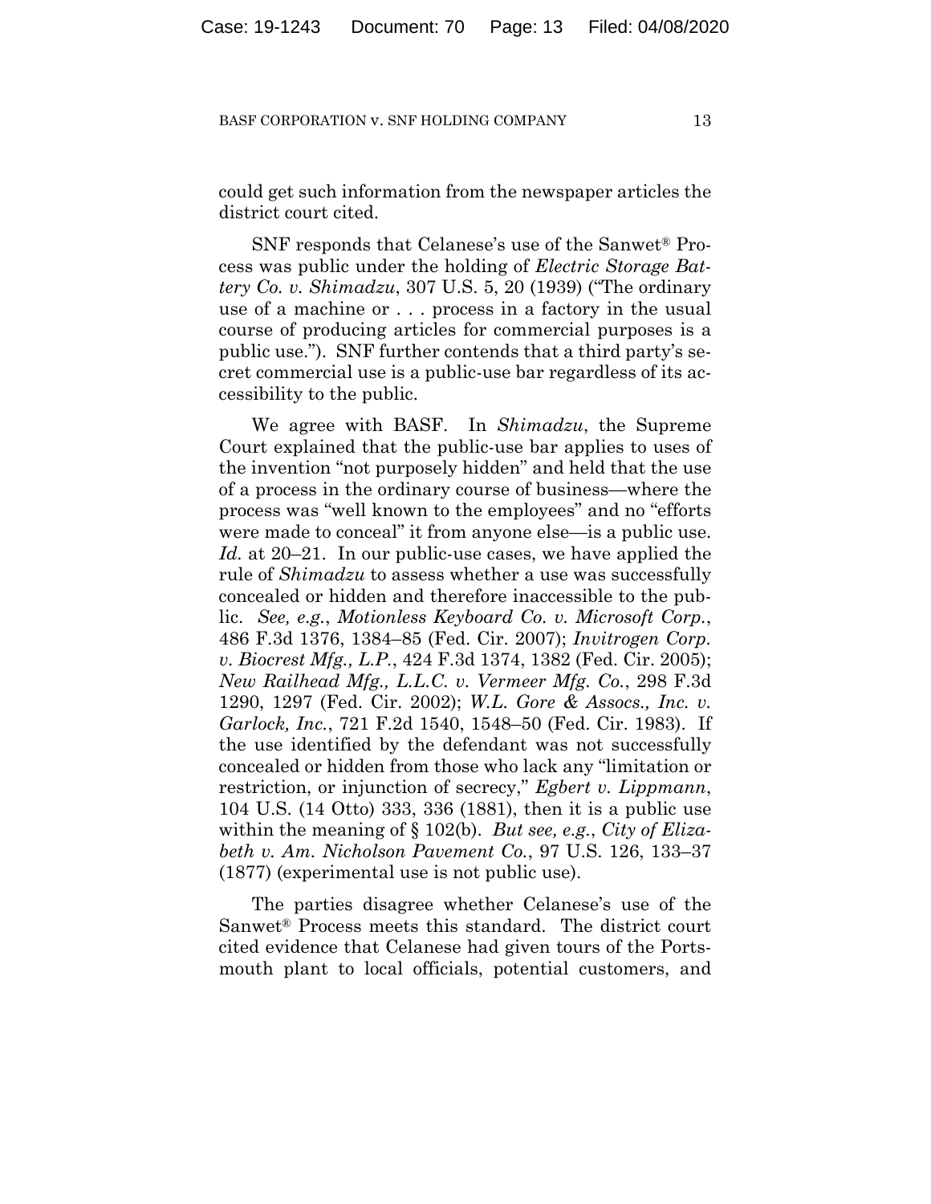could get such information from the newspaper articles the district court cited.

SNF responds that Celanese's use of the Sanwet® Process was public under the holding of *Electric Storage Battery Co. v. Shimadzu*, 307 U.S. 5, 20 (1939) ("The ordinary use of a machine or . . . process in a factory in the usual course of producing articles for commercial purposes is a public use."). SNF further contends that a third party's secret commercial use is a public-use bar regardless of its accessibility to the public.

We agree with BASF. In *Shimadzu*, the Supreme Court explained that the public-use bar applies to uses of the invention "not purposely hidden" and held that the use of a process in the ordinary course of business—where the process was "well known to the employees" and no "efforts were made to conceal" it from anyone else—is a public use. *Id.* at 20–21. In our public-use cases, we have applied the rule of *Shimadzu* to assess whether a use was successfully concealed or hidden and therefore inaccessible to the public. *See, e.g.*, *Motionless Keyboard Co. v. Microsoft Corp.*, 486 F.3d 1376, 1384–85 (Fed. Cir. 2007); *Invitrogen Corp. v. Biocrest Mfg., L.P.*, 424 F.3d 1374, 1382 (Fed. Cir. 2005); *New Railhead Mfg., L.L.C. v. Vermeer Mfg. Co.*, 298 F.3d 1290, 1297 (Fed. Cir. 2002); *W.L. Gore & Assocs., Inc. v. Garlock, Inc.*, 721 F.2d 1540, 1548–50 (Fed. Cir. 1983). If the use identified by the defendant was not successfully concealed or hidden from those who lack any "limitation or restriction, or injunction of secrecy," *Egbert v. Lippmann*, 104 U.S. (14 Otto) 333, 336 (1881), then it is a public use within the meaning of § 102(b). *But see, e.g.*, *City of Elizabeth v. Am. Nicholson Pavement Co.*, 97 U.S. 126, 133–37 (1877) (experimental use is not public use).

The parties disagree whether Celanese's use of the Sanwet® Process meets this standard. The district court cited evidence that Celanese had given tours of the Portsmouth plant to local officials, potential customers, and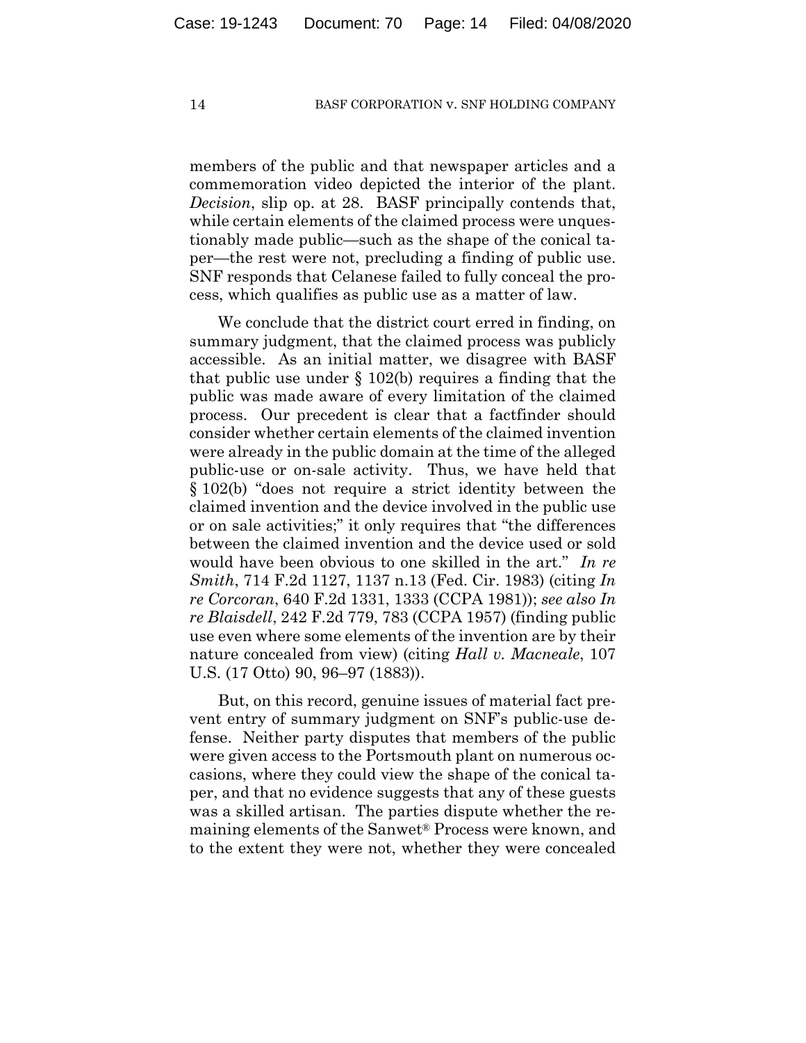members of the public and that newspaper articles and a commemoration video depicted the interior of the plant. *Decision*, slip op. at 28. BASF principally contends that, while certain elements of the claimed process were unquestionably made public—such as the shape of the conical taper—the rest were not, precluding a finding of public use. SNF responds that Celanese failed to fully conceal the process, which qualifies as public use as a matter of law.

We conclude that the district court erred in finding, on summary judgment, that the claimed process was publicly accessible. As an initial matter, we disagree with BASF that public use under § 102(b) requires a finding that the public was made aware of every limitation of the claimed process. Our precedent is clear that a factfinder should consider whether certain elements of the claimed invention were already in the public domain at the time of the alleged public-use or on-sale activity. Thus, we have held that § 102(b) "does not require a strict identity between the claimed invention and the device involved in the public use or on sale activities;" it only requires that "the differences between the claimed invention and the device used or sold would have been obvious to one skilled in the art." *In re Smith*, 714 F.2d 1127, 1137 n.13 (Fed. Cir. 1983) (citing *In re Corcoran*, 640 F.2d 1331, 1333 (CCPA 1981)); *see also In re Blaisdell*, 242 F.2d 779, 783 (CCPA 1957) (finding public use even where some elements of the invention are by their nature concealed from view) (citing *Hall v. Macneale*, 107 U.S. (17 Otto) 90, 96–97 (1883)).

But, on this record, genuine issues of material fact prevent entry of summary judgment on SNF's public-use defense. Neither party disputes that members of the public were given access to the Portsmouth plant on numerous occasions, where they could view the shape of the conical taper, and that no evidence suggests that any of these guests was a skilled artisan. The parties dispute whether the remaining elements of the Sanwet® Process were known, and to the extent they were not, whether they were concealed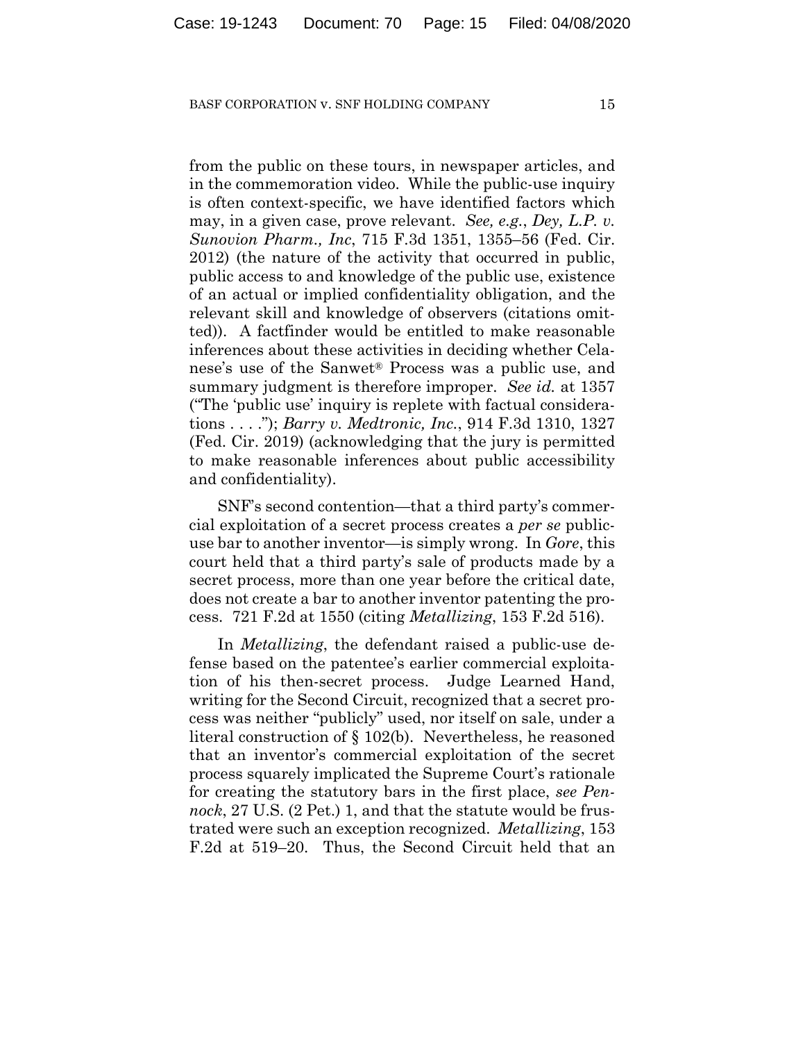from the public on these tours, in newspaper articles, and in the commemoration video. While the public-use inquiry is often context-specific, we have identified factors which may, in a given case, prove relevant. *See, e.g.*, *Dey, L.P. v. Sunovion Pharm., Inc*, 715 F.3d 1351, 1355–56 (Fed. Cir. 2012) (the nature of the activity that occurred in public, public access to and knowledge of the public use, existence of an actual or implied confidentiality obligation, and the relevant skill and knowledge of observers (citations omitted)). A factfinder would be entitled to make reasonable inferences about these activities in deciding whether Celanese's use of the Sanwet® Process was a public use, and summary judgment is therefore improper. *See id.* at 1357 ("The 'public use' inquiry is replete with factual considerations . . . ."); *Barry v. Medtronic, Inc.*, 914 F.3d 1310, 1327 (Fed. Cir. 2019) (acknowledging that the jury is permitted to make reasonable inferences about public accessibility and confidentiality).

SNF's second contention—that a third party's commercial exploitation of a secret process creates a *per se* public-use bar to another inventor—is simply wrong. In *Gore*, this court held that a third party's sale of products made by a secret process, more than one year before the critical date, does not create a bar to another inventor patenting the process. 721 F.2d at 1550 (citing *Metallizing*, 153 F.2d 516).

In *Metallizing*, the defendant raised a public-use defense based on the patentee's earlier commercial exploitation of his then-secret process. Judge Learned Hand, writing for the Second Circuit, recognized that a secret process was neither "publicly" used, nor itself on sale, under a literal construction of § 102(b). Nevertheless, he reasoned that an inventor's commercial exploitation of the secret process squarely implicated the Supreme Court's rationale for creating the statutory bars in the first place, *see Pennock*, 27 U.S. (2 Pet.) 1, and that the statute would be frustrated were such an exception recognized. *Metallizing*, 153 F.2d at 519–20. Thus, the Second Circuit held that an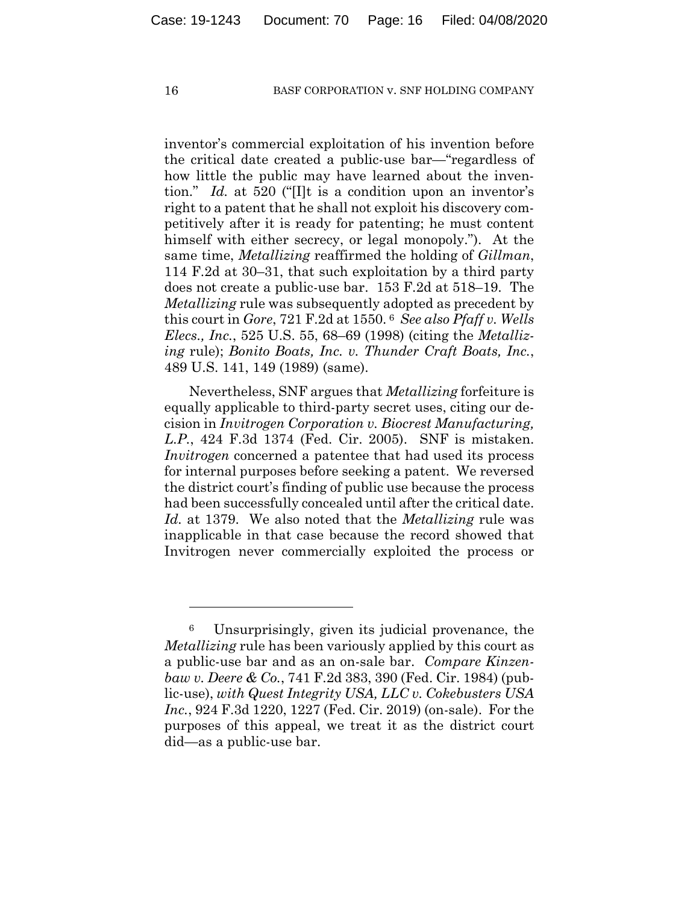inventor's commercial exploitation of his invention before the critical date created a public-use bar—"regardless of how little the public may have learned about the invention." *Id.* at 520 ("[I]t is a condition upon an inventor's right to a patent that he shall not exploit his discovery competitively after it is ready for patenting; he must content himself with either secrecy, or legal monopoly."). At the same time, *Metallizing* reaffirmed the holding of *Gillman*, 114 F.2d at 30–31, that such exploitation by a third party does not create a public-use bar. 153 F.2d at 518–19. The *Metallizing* rule was subsequently adopted as precedent by this court in *Gore*, 721 F.2d at 1550.[6] *See also Pfaff v. Wells Elecs., Inc.*, 525 U.S. 55, 68–69 (1998) (citing the *Metallizing* rule); *Bonito Boats, Inc. v. Thunder Craft Boats, Inc.*, 489 U.S. 141, 149 (1989) (same).

Nevertheless, SNF argues that *Metallizing* forfeiture is equally applicable to third-party secret uses, citing our decision in *Invitrogen Corporation v. Biocrest Manufacturing, L.P.*, 424 F.3d 1374 (Fed. Cir. 2005). SNF is mistaken. *Invitrogen* concerned a patentee that had used its process for internal purposes before seeking a patent. We reversed the district court's finding of public use because the process had been successfully concealed until after the critical date. *Id.* at 1379. We also noted that the *Metallizing* rule was inapplicable in that case because the record showed that Invitrogen never commercially exploited the process or

---

[6] Unsurprisingly, given its judicial provenance, the *Metallizing* rule has been variously applied by this court as a public-use bar and as an on-sale bar. *Compare Kinzenbaw v. Deere & Co.*, 741 F.2d 383, 390 (Fed. Cir. 1984) (public-use), *with Quest Integrity USA, LLC v. Cokebusters USA Inc.*, 924 F.3d 1220, 1227 (Fed. Cir. 2019) (on-sale). For the purposes of this appeal, we treat it as the district court did—as a public-use bar.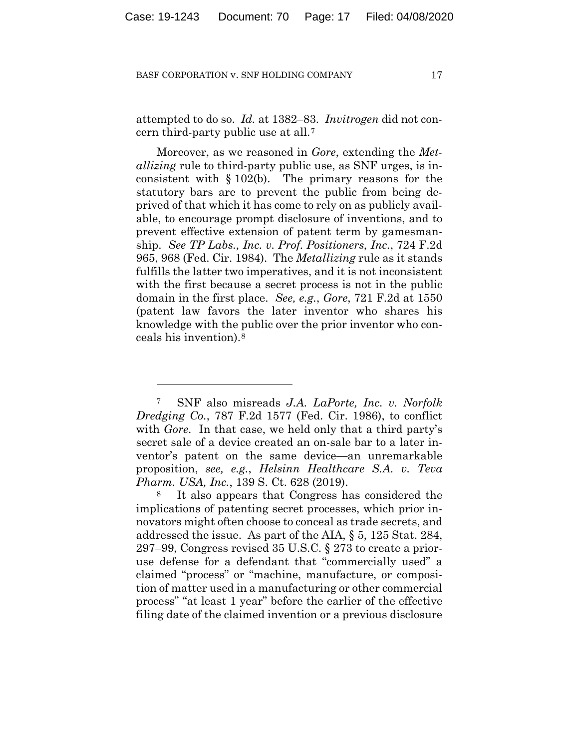attempted to do so. *Id.* at 1382–83. *Invitrogen* did not concern third-party public use at all.[7]

Moreover, as we reasoned in *Gore*, extending the *Metallizing* rule to third-party public use, as SNF urges, is inconsistent with § 102(b). The primary reasons for the statutory bars are to prevent the public from being deprived of that which it has come to rely on as publicly available, to encourage prompt disclosure of inventions, and to prevent effective extension of patent term by gamesmanship. *See TP Labs., Inc. v. Prof. Positioners, Inc.*, 724 F.2d 965, 968 (Fed. Cir. 1984). The *Metallizing* rule as it stands fulfills the latter two imperatives, and it is not inconsistent with the first because a secret process is not in the public domain in the first place. *See, e.g.*, *Gore*, 721 F.2d at 1550 (patent law favors the later inventor who shares his knowledge with the public over the prior inventor who conceals his invention).[8]

---

[7] SNF also misreads *J.A. LaPorte, Inc. v. Norfolk Dredging Co.*, 787 F.2d 1577 (Fed. Cir. 1986), to conflict with *Gore*. In that case, we held only that a third party's secret sale of a device created an on-sale bar to a later inventor's patent on the same device—an unremarkable proposition, *see, e.g.*, *Helsinn Healthcare S.A. v. Teva Pharm. USA, Inc.*, 139 S. Ct. 628 (2019).

[8] It also appears that Congress has considered the implications of patenting secret processes, which prior innovators might often choose to conceal as trade secrets, and addressed the issue. As part of the AIA, § 5, 125 Stat. 284, 297–99, Congress revised 35 U.S.C. § 273 to create a prior-use defense for a defendant that "commercially used" a claimed "process" or "machine, manufacture, or composition of matter used in a manufacturing or other commercial process" "at least 1 year" before the earlier of the effective filing date of the claimed invention or a previous disclosure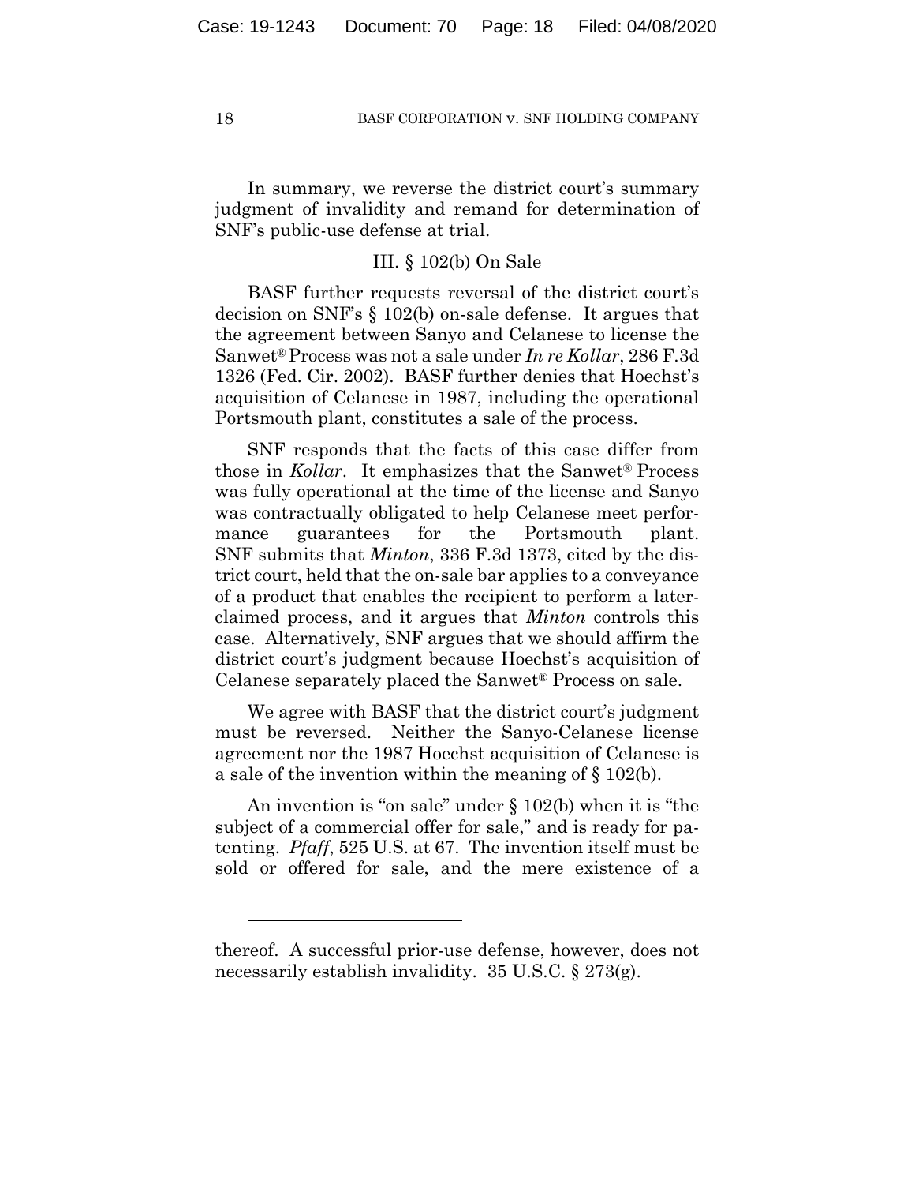In summary, we reverse the district court's summary judgment of invalidity and remand for determination of SNF's public-use defense at trial.

### III. § 102(b) On Sale

BASF further requests reversal of the district court's decision on SNF's § 102(b) on-sale defense. It argues that the agreement between Sanyo and Celanese to license the Sanwet® Process was not a sale under *In re Kollar*, 286 F.3d 1326 (Fed. Cir. 2002). BASF further denies that Hoechst's acquisition of Celanese in 1987, including the operational Portsmouth plant, constitutes a sale of the process.

SNF responds that the facts of this case differ from those in *Kollar*. It emphasizes that the Sanwet® Process was fully operational at the time of the license and Sanyo was contractually obligated to help Celanese meet performance guarantees for the Portsmouth plant. SNF submits that *Minton*, 336 F.3d 1373, cited by the district court, held that the on-sale bar applies to a conveyance of a product that enables the recipient to perform a later-claimed process, and it argues that *Minton* controls this case. Alternatively, SNF argues that we should affirm the district court's judgment because Hoechst's acquisition of Celanese separately placed the Sanwet® Process on sale.

We agree with BASF that the district court's judgment must be reversed. Neither the Sanyo-Celanese license agreement nor the 1987 Hoechst acquisition of Celanese is a sale of the invention within the meaning of § 102(b).

An invention is "on sale" under § 102(b) when it is "the subject of a commercial offer for sale," and is ready for patenting. *Pfaff*, 525 U.S. at 67. The invention itself must be sold or offered for sale, and the mere existence of a

---

thereof. A successful prior-use defense, however, does not necessarily establish invalidity. 35 U.S.C. § 273(g).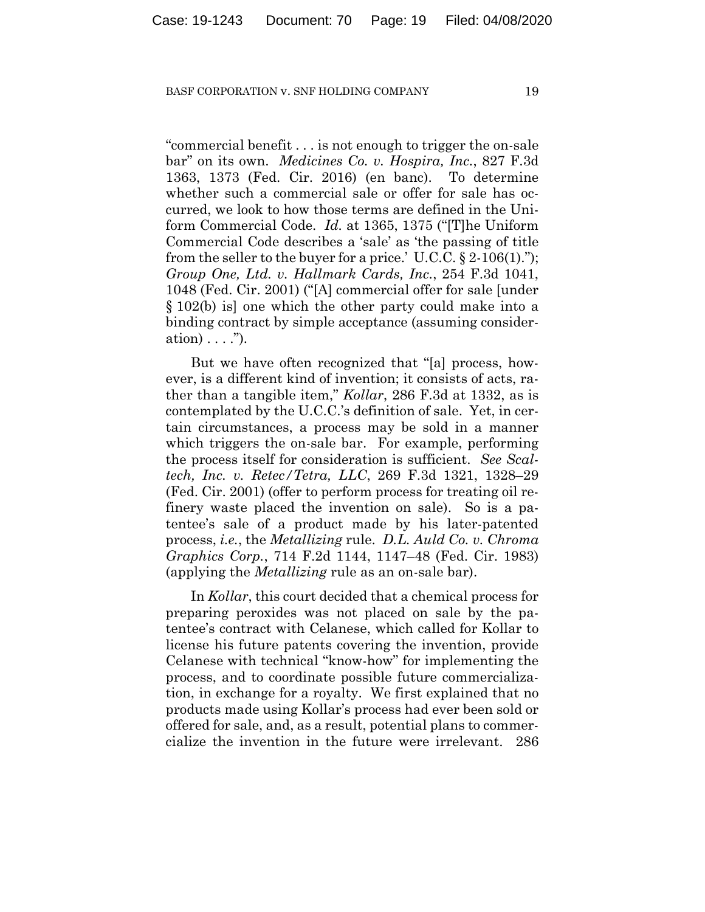"commercial benefit . . . is not enough to trigger the on-sale bar" on its own. *Medicines Co. v. Hospira, Inc.*, 827 F.3d 1363, 1373 (Fed. Cir. 2016) (en banc). To determine whether such a commercial sale or offer for sale has occurred, we look to how those terms are defined in the Uniform Commercial Code. *Id.* at 1365, 1375 ("[T]he Uniform Commercial Code describes a 'sale' as 'the passing of title from the seller to the buyer for a price.' U.C.C. § 2-106(1)."); *Group One, Ltd. v. Hallmark Cards, Inc.*, 254 F.3d 1041, 1048 (Fed. Cir. 2001) ("[A] commercial offer for sale [under § 102(b) is] one which the other party could make into a binding contract by simple acceptance (assuming consideration) . . . .").

But we have often recognized that "[a] process, however, is a different kind of invention; it consists of acts, rather than a tangible item," *Kollar*, 286 F.3d at 1332, as is contemplated by the U.C.C.'s definition of sale. Yet, in certain circumstances, a process may be sold in a manner which triggers the on-sale bar. For example, performing the process itself for consideration is sufficient. *See Scaltech, Inc. v. Retec/Tetra, LLC*, 269 F.3d 1321, 1328–29 (Fed. Cir. 2001) (offer to perform process for treating oil refinery waste placed the invention on sale). So is a patentee's sale of a product made by his later-patented process, *i.e.*, the *Metallizing* rule. *D.L. Auld Co. v. Chroma Graphics Corp.*, 714 F.2d 1144, 1147–48 (Fed. Cir. 1983) (applying the *Metallizing* rule as an on-sale bar).

In *Kollar*, this court decided that a chemical process for preparing peroxides was not placed on sale by the patentee's contract with Celanese, which called for Kollar to license his future patents covering the invention, provide Celanese with technical "know-how" for implementing the process, and to coordinate possible future commercialization, in exchange for a royalty. We first explained that no products made using Kollar's process had ever been sold or offered for sale, and, as a result, potential plans to commercialize the invention in the future were irrelevant. 286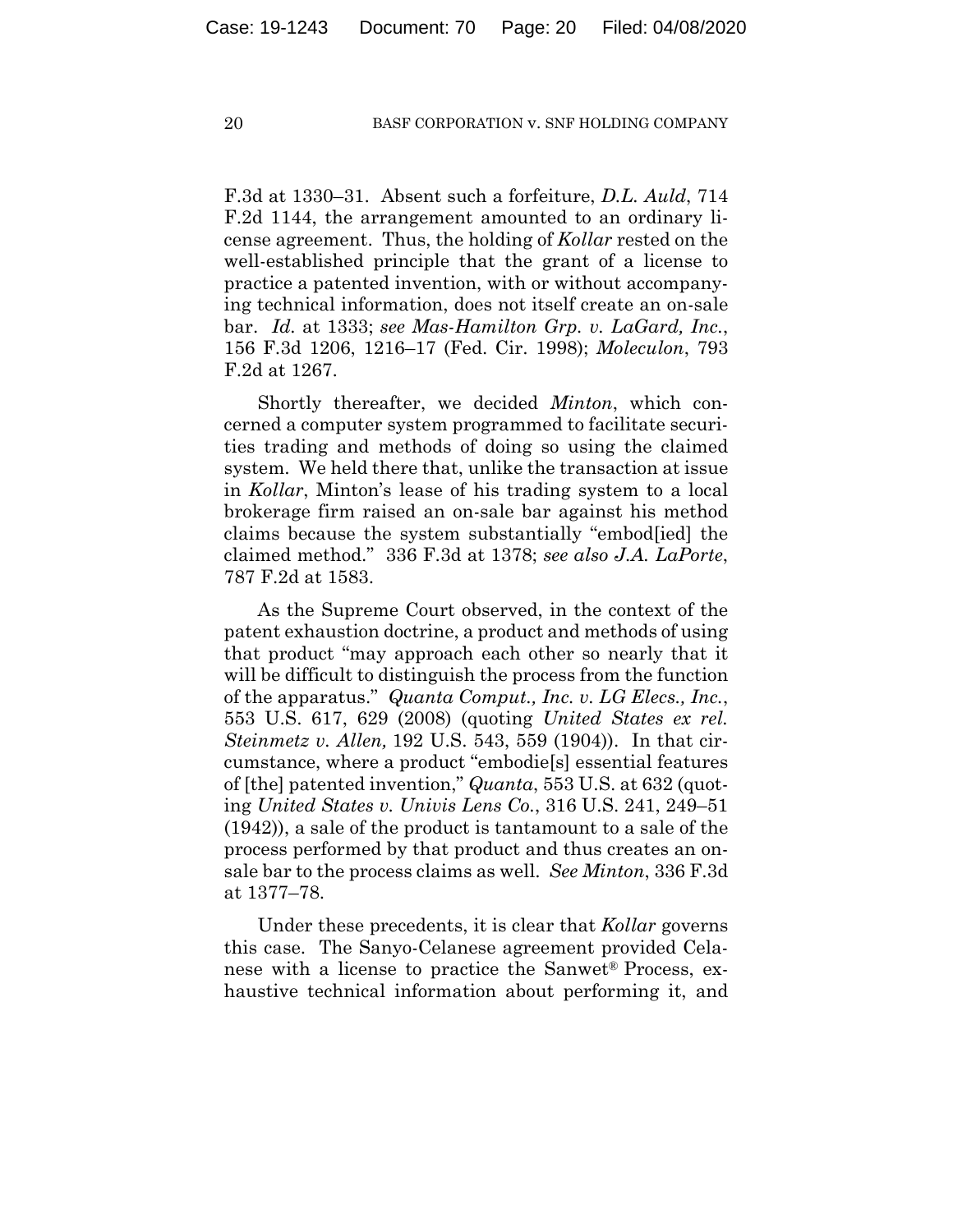F.3d at 1330–31. Absent such a forfeiture, *D.L. Auld*, 714 F.2d 1144, the arrangement amounted to an ordinary license agreement. Thus, the holding of *Kollar* rested on the well-established principle that the grant of a license to practice a patented invention, with or without accompanying technical information, does not itself create an on-sale bar. *Id.* at 1333; *see Mas-Hamilton Grp. v. LaGard, Inc.*, 156 F.3d 1206, 1216–17 (Fed. Cir. 1998); *Moleculon*, 793 F.2d at 1267.

Shortly thereafter, we decided *Minton*, which concerned a computer system programmed to facilitate securities trading and methods of doing so using the claimed system. We held there that, unlike the transaction at issue in *Kollar*, Minton's lease of his trading system to a local brokerage firm raised an on-sale bar against his method claims because the system substantially "embod[ied] the claimed method." 336 F.3d at 1378; *see also J.A. LaPorte*, 787 F.2d at 1583.

As the Supreme Court observed, in the context of the patent exhaustion doctrine, a product and methods of using that product "may approach each other so nearly that it will be difficult to distinguish the process from the function of the apparatus." *Quanta Comput., Inc. v. LG Elecs., Inc.*, 553 U.S. 617, 629 (2008) (quoting *United States ex rel. Steinmetz v. Allen,* 192 U.S. 543, 559 (1904)). In that circumstance, where a product "embodie[s] essential features of [the] patented invention," *Quanta*, 553 U.S. at 632 (quoting *United States v. Univis Lens Co.*, 316 U.S. 241, 249–51 (1942)), a sale of the product is tantamount to a sale of the process performed by that product and thus creates an on-sale bar to the process claims as well. *See Minton*, 336 F.3d at 1377–78.

Under these precedents, it is clear that *Kollar* governs this case. The Sanyo-Celanese agreement provided Celanese with a license to practice the Sanwet® Process, exhaustive technical information about performing it, and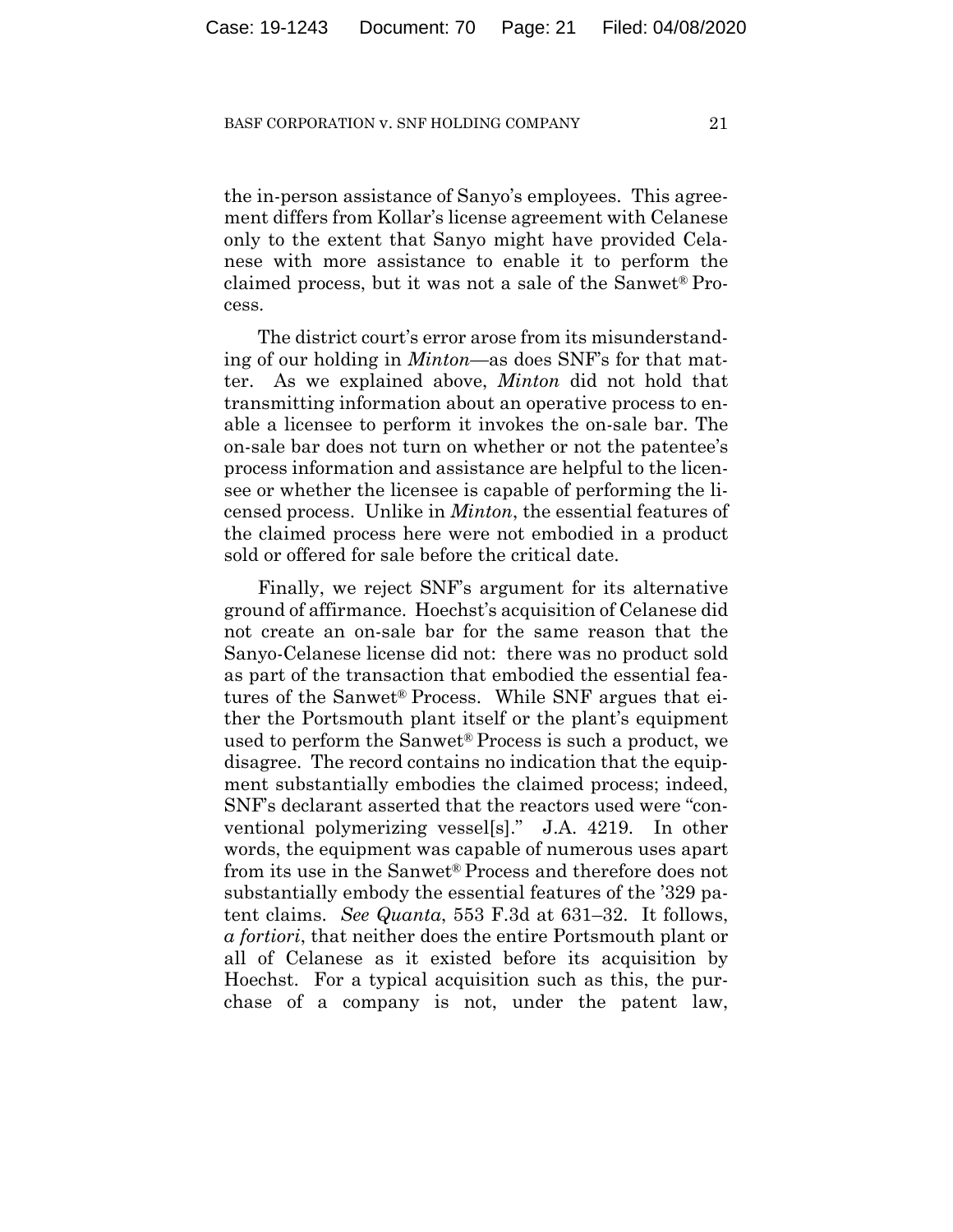the in-person assistance of Sanyo's employees. This agreement differs from Kollar's license agreement with Celanese only to the extent that Sanyo might have provided Celanese with more assistance to enable it to perform the claimed process, but it was not a sale of the Sanwet® Process.

The district court's error arose from its misunderstanding of our holding in *Minton*—as does SNF's for that matter. As we explained above, *Minton* did not hold that transmitting information about an operative process to enable a licensee to perform it invokes the on-sale bar. The on-sale bar does not turn on whether or not the patentee's process information and assistance are helpful to the licensee or whether the licensee is capable of performing the licensed process. Unlike in *Minton*, the essential features of the claimed process here were not embodied in a product sold or offered for sale before the critical date.

Finally, we reject SNF's argument for its alternative ground of affirmance. Hoechst's acquisition of Celanese did not create an on-sale bar for the same reason that the Sanyo-Celanese license did not: there was no product sold as part of the transaction that embodied the essential features of the Sanwet® Process. While SNF argues that either the Portsmouth plant itself or the plant's equipment used to perform the Sanwet® Process is such a product, we disagree. The record contains no indication that the equipment substantially embodies the claimed process; indeed, SNF's declarant asserted that the reactors used were "conventional polymerizing vessel[s]." J.A. 4219. In other words, the equipment was capable of numerous uses apart from its use in the Sanwet® Process and therefore does not substantially embody the essential features of the '329 patent claims. *See Quanta*, 553 F.3d at 631–32. It follows, *a fortiori*, that neither does the entire Portsmouth plant or all of Celanese as it existed before its acquisition by Hoechst. For a typical acquisition such as this, the purchase of a company is not, under the patent law,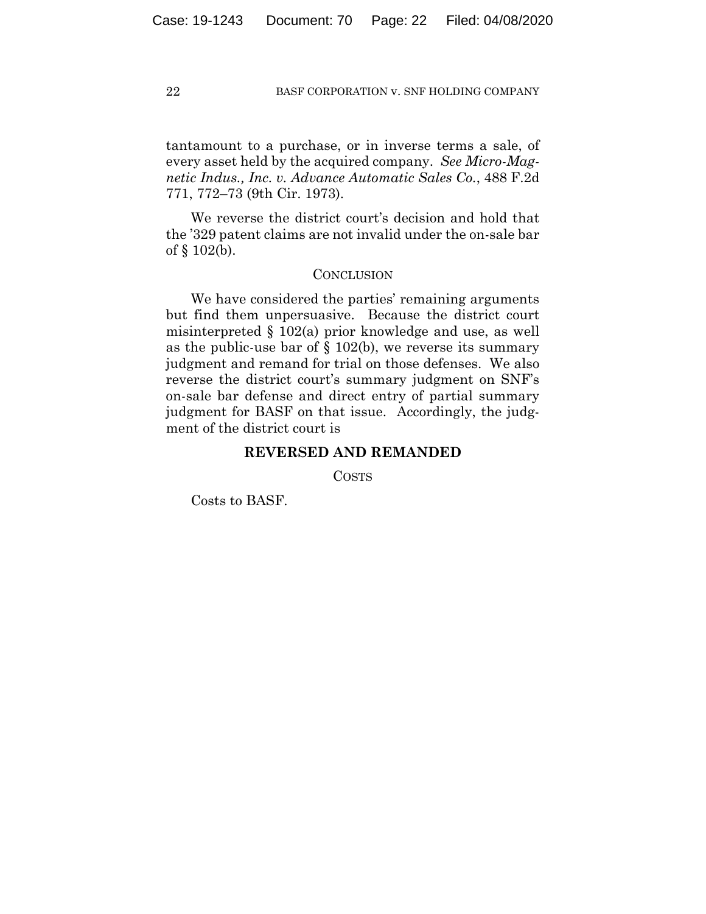tantamount to a purchase, or in inverse terms a sale, of every asset held by the acquired company. *See Micro-Magnetic Indus., Inc. v. Advance Automatic Sales Co.*, 488 F.2d 771, 772–73 (9th Cir. 1973).

We reverse the district court's decision and hold that the '329 patent claims are not invalid under the on-sale bar of § 102(b).

## CONCLUSION

We have considered the parties' remaining arguments but find them unpersuasive. Because the district court misinterpreted § 102(a) prior knowledge and use, as well as the public-use bar of § 102(b), we reverse its summary judgment and remand for trial on those defenses. We also reverse the district court's summary judgment on SNF's on-sale bar defense and direct entry of partial summary judgment for BASF on that issue. Accordingly, the judgment of the district court is

**REVERSED AND REMANDED**

## COSTS

Costs to BASF.